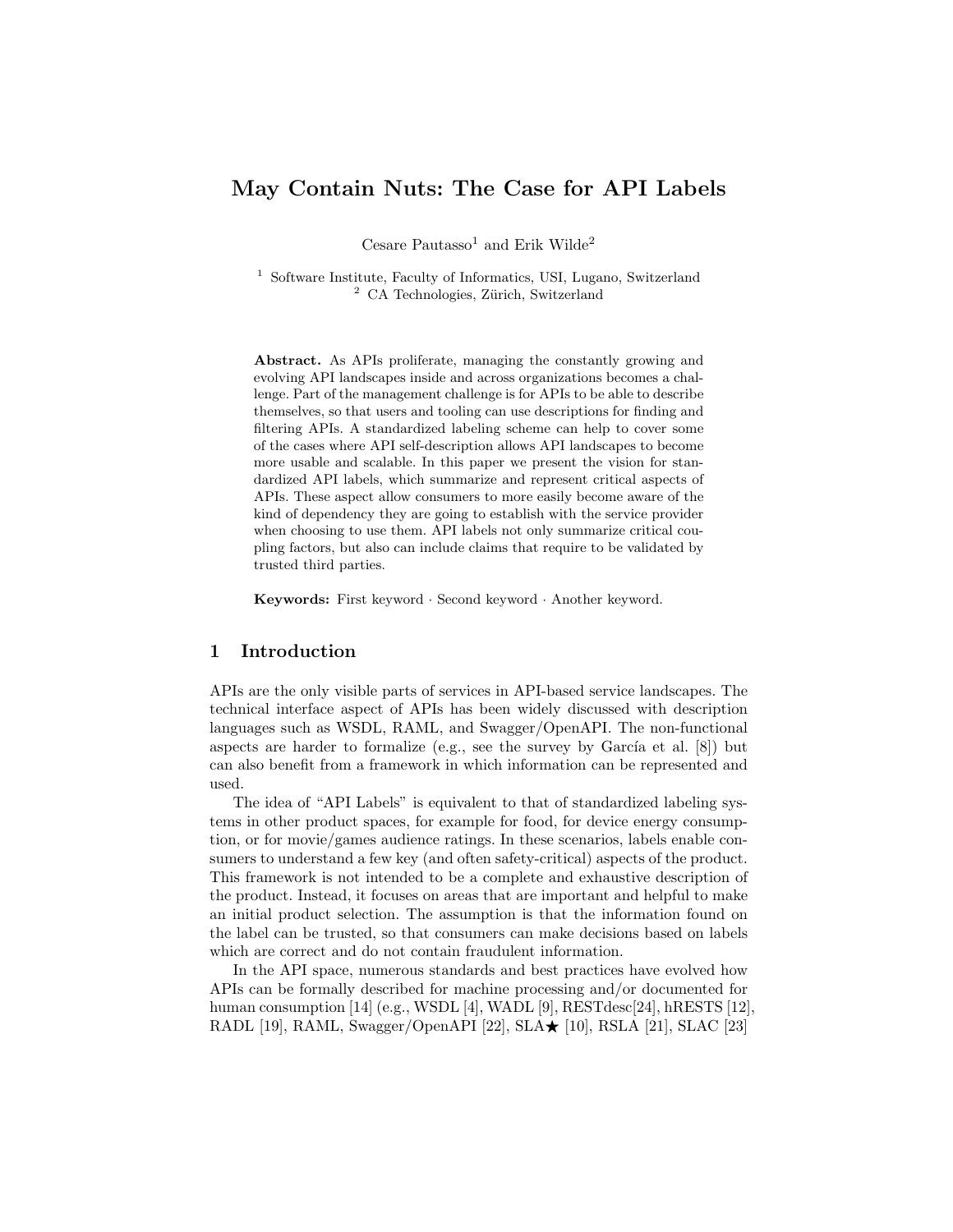# May Contain Nuts: The Case for API Labels

Cesare Pautasso[1] and Erik Wilde[2]

[1] Software Institute, Faculty of Informatics, USI, Lugano, Switzerland
[2] CA Technologies, Zürich, Switzerland

**Abstract.** As APIs proliferate, managing the constantly growing and evolving API landscapes inside and across organizations becomes a challenge. Part of the management challenge is for APIs to be able to describe themselves, so that users and tooling can use descriptions for finding and filtering APIs. A standardized labeling scheme can help to cover some of the cases where API self-description allows API landscapes to become more usable and scalable. In this paper we present the vision for standardized API labels, which summarize and represent critical aspects of APIs. These aspect allow consumers to more easily become aware of the kind of dependency they are going to establish with the service provider when choosing to use them. API labels not only summarize critical coupling factors, but also can include claims that require to be validated by trusted third parties.

**Keywords:** First keyword · Second keyword · Another keyword.

## 1 Introduction

APIs are the only visible parts of services in API-based service landscapes. The technical interface aspect of APIs has been widely discussed with description languages such as WSDL, RAML, and Swagger/OpenAPI. The non-functional aspects are harder to formalize (e.g., see the survey by García et al. [8]) but can also benefit from a framework in which information can be represented and used.

The idea of "API Labels" is equivalent to that of standardized labeling systems in other product spaces, for example for food, for device energy consumption, or for movie/games audience ratings. In these scenarios, labels enable consumers to understand a few key (and often safety-critical) aspects of the product. This framework is not intended to be a complete and exhaustive description of the product. Instead, it focuses on areas that are important and helpful to make an initial product selection. The assumption is that the information found on the label can be trusted, so that consumers can make decisions based on labels which are correct and do not contain fraudulent information.

In the API space, numerous standards and best practices have evolved how APIs can be formally described for machine processing and/or documented for human consumption [14] (e.g., WSDL [4], WADL [9], RESTdesc[24], hRESTS [12], RADL [19], RAML, Swagger/OpenAPI [22], SLA★ [10], RSLA [21], SLAC [23]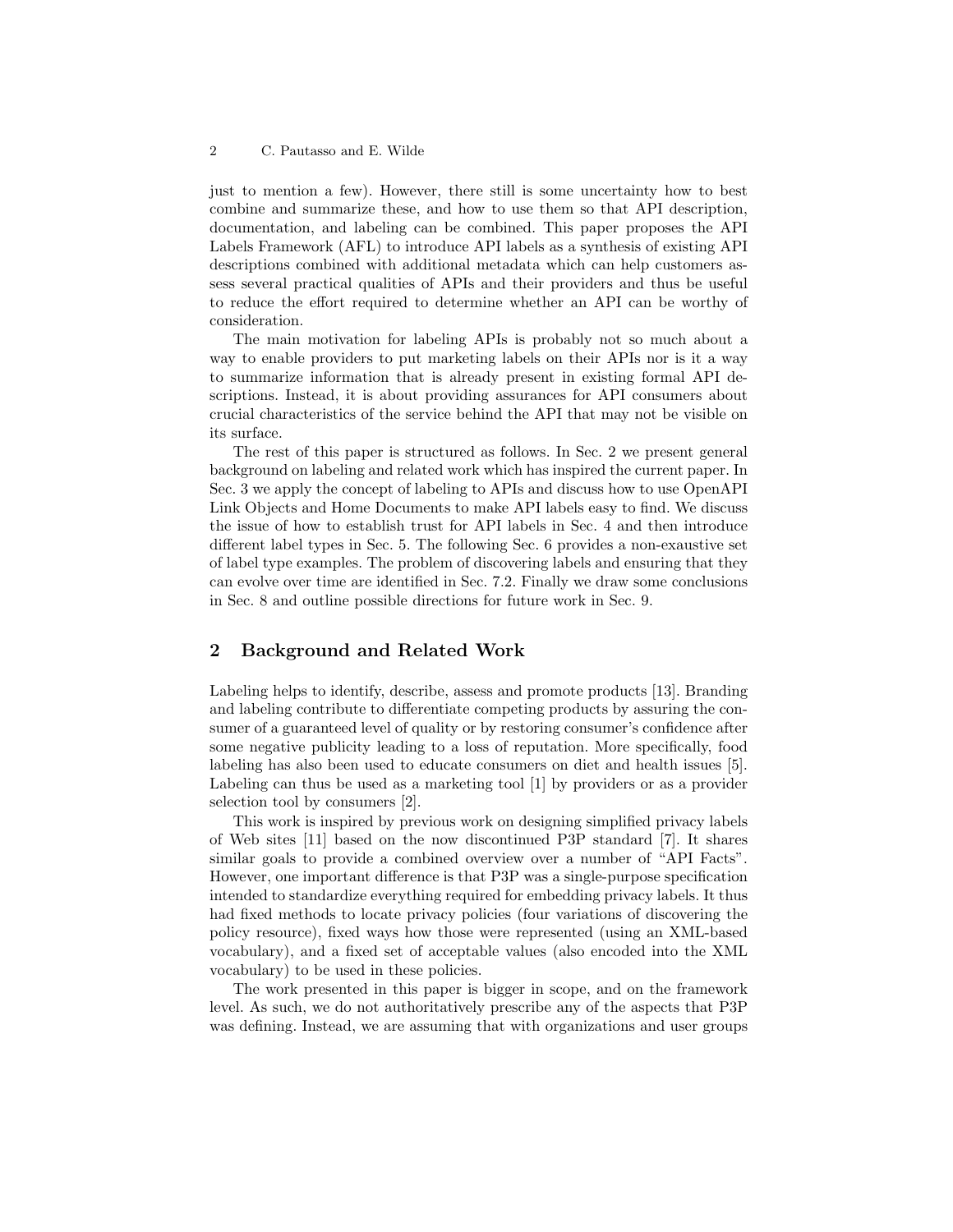just to mention a few). However, there still is some uncertainty how to best combine and summarize these, and how to use them so that API description, documentation, and labeling can be combined. This paper proposes the API Labels Framework (AFL) to introduce API labels as a synthesis of existing API descriptions combined with additional metadata which can help customers assess several practical qualities of APIs and their providers and thus be useful to reduce the effort required to determine whether an API can be worthy of consideration.

The main motivation for labeling APIs is probably not so much about a way to enable providers to put marketing labels on their APIs nor is it a way to summarize information that is already present in existing formal API descriptions. Instead, it is about providing assurances for API consumers about crucial characteristics of the service behind the API that may not be visible on its surface.

The rest of this paper is structured as follows. In Sec. 2 we present general background on labeling and related work which has inspired the current paper. In Sec. 3 we apply the concept of labeling to APIs and discuss how to use OpenAPI Link Objects and Home Documents to make API labels easy to find. We discuss the issue of how to establish trust for API labels in Sec. 4 and then introduce different label types in Sec. 5. The following Sec. 6 provides a non-exaustive set of label type examples. The problem of discovering labels and ensuring that they can evolve over time are identified in Sec. 7.2. Finally we draw some conclusions in Sec. 8 and outline possible directions for future work in Sec. 9.

## 2 Background and Related Work

Labeling helps to identify, describe, assess and promote products [13]. Branding and labeling contribute to differentiate competing products by assuring the consumer of a guaranteed level of quality or by restoring consumer's confidence after some negative publicity leading to a loss of reputation. More specifically, food labeling has also been used to educate consumers on diet and health issues [5]. Labeling can thus be used as a marketing tool [1] by providers or as a provider selection tool by consumers [2].

This work is inspired by previous work on designing simplified privacy labels of Web sites [11] based on the now discontinued P3P standard [7]. It shares similar goals to provide a combined overview over a number of "API Facts". However, one important difference is that P3P was a single-purpose specification intended to standardize everything required for embedding privacy labels. It thus had fixed methods to locate privacy policies (four variations of discovering the policy resource), fixed ways how those were represented (using an XML-based vocabulary), and a fixed set of acceptable values (also encoded into the XML vocabulary) to be used in these policies.

The work presented in this paper is bigger in scope, and on the framework level. As such, we do not authoritatively prescribe any of the aspects that P3P was defining. Instead, we are assuming that with organizations and user groups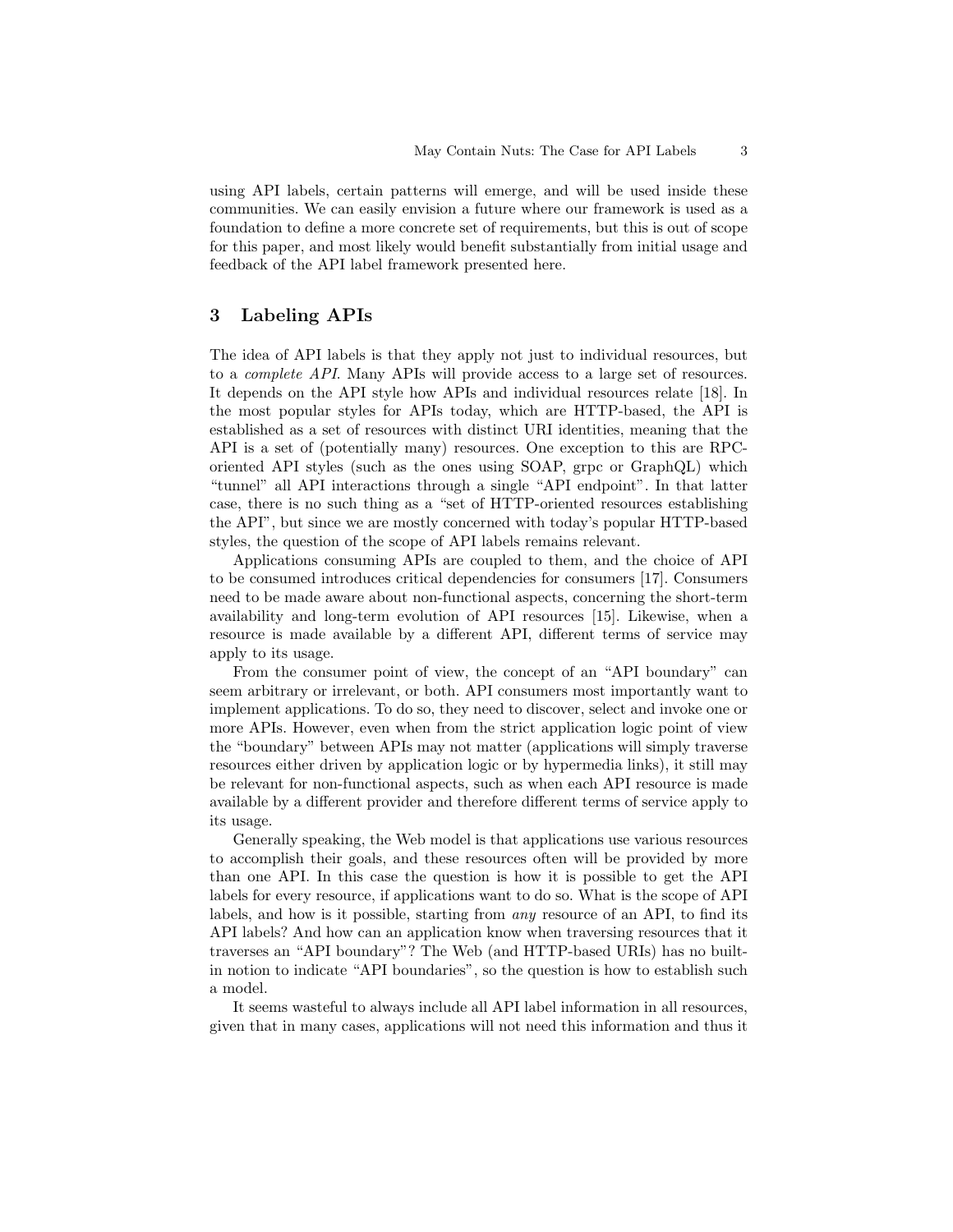using API labels, certain patterns will emerge, and will be used inside these communities. We can easily envision a future where our framework is used as a foundation to define a more concrete set of requirements, but this is out of scope for this paper, and most likely would benefit substantially from initial usage and feedback of the API label framework presented here.

## 3 Labeling APIs

The idea of API labels is that they apply not just to individual resources, but to a *complete API*. Many APIs will provide access to a large set of resources. It depends on the API style how APIs and individual resources relate [18]. In the most popular styles for APIs today, which are HTTP-based, the API is established as a set of resources with distinct URI identities, meaning that the API is a set of (potentially many) resources. One exception to this are RPC-oriented API styles (such as the ones using SOAP, grpc or GraphQL) which "tunnel" all API interactions through a single "API endpoint". In that latter case, there is no such thing as a "set of HTTP-oriented resources establishing the API", but since we are mostly concerned with today's popular HTTP-based styles, the question of the scope of API labels remains relevant.

Applications consuming APIs are coupled to them, and the choice of API to be consumed introduces critical dependencies for consumers [17]. Consumers need to be made aware about non-functional aspects, concerning the short-term availability and long-term evolution of API resources [15]. Likewise, when a resource is made available by a different API, different terms of service may apply to its usage.

From the consumer point of view, the concept of an "API boundary" can seem arbitrary or irrelevant, or both. API consumers most importantly want to implement applications. To do so, they need to discover, select and invoke one or more APIs. However, even when from the strict application logic point of view the "boundary" between APIs may not matter (applications will simply traverse resources either driven by application logic or by hypermedia links), it still may be relevant for non-functional aspects, such as when each API resource is made available by a different provider and therefore different terms of service apply to its usage.

Generally speaking, the Web model is that applications use various resources to accomplish their goals, and these resources often will be provided by more than one API. In this case the question is how it is possible to get the API labels for every resource, if applications want to do so. What is the scope of API labels, and how is it possible, starting from *any* resource of an API, to find its API labels? And how can an application know when traversing resources that it traverses an "API boundary"? The Web (and HTTP-based URIs) has no built-in notion to indicate "API boundaries", so the question is how to establish such a model.

It seems wasteful to always include all API label information in all resources, given that in many cases, applications will not need this information and thus it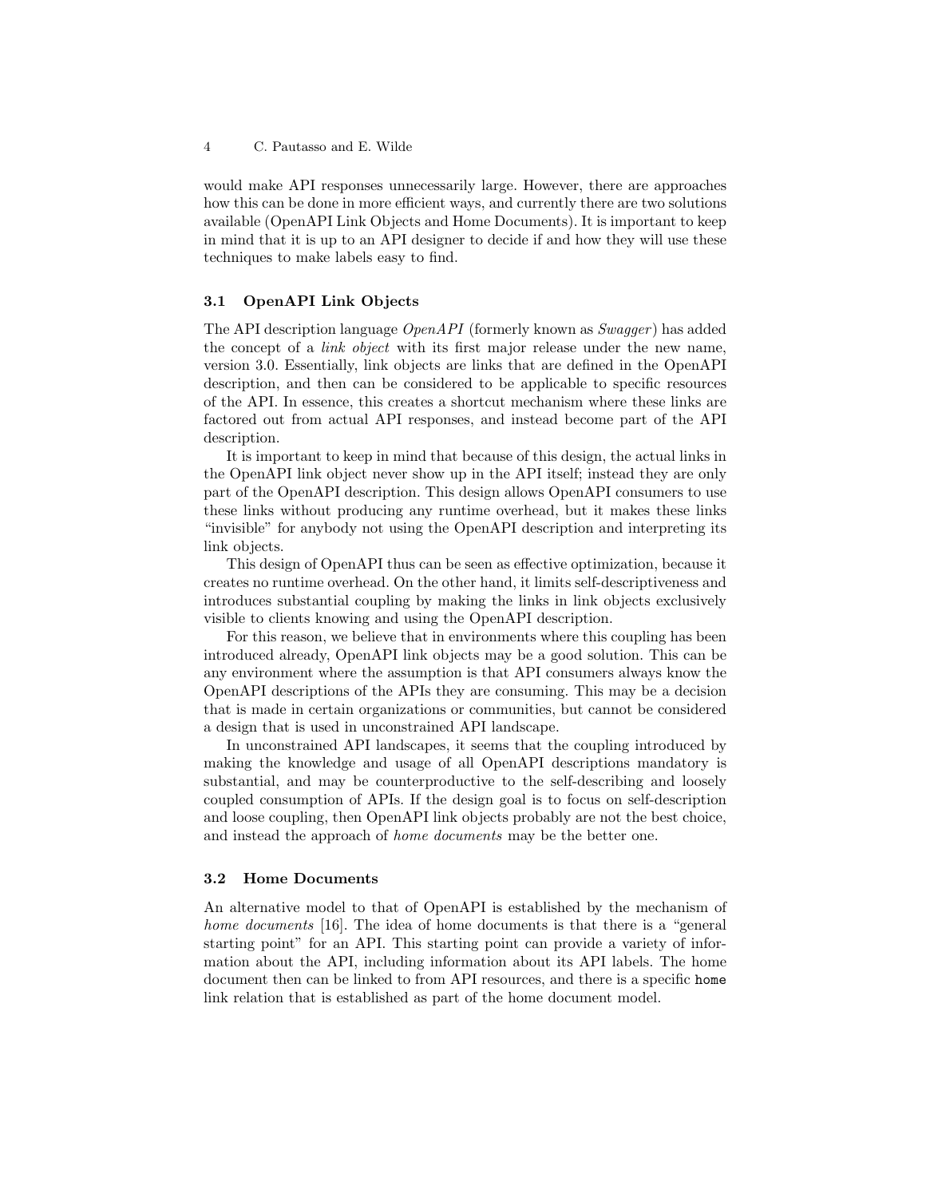would make API responses unnecessarily large. However, there are approaches how this can be done in more efficient ways, and currently there are two solutions available (OpenAPI Link Objects and Home Documents). It is important to keep in mind that it is up to an API designer to decide if and how they will use these techniques to make labels easy to find.

### 3.1 OpenAPI Link Objects

The API description language *OpenAPI* (formerly known as *Swagger*) has added the concept of a *link object* with its first major release under the new name, version 3.0. Essentially, link objects are links that are defined in the OpenAPI description, and then can be considered to be applicable to specific resources of the API. In essence, this creates a shortcut mechanism where these links are factored out from actual API responses, and instead become part of the API description.

It is important to keep in mind that because of this design, the actual links in the OpenAPI link object never show up in the API itself; instead they are only part of the OpenAPI description. This design allows OpenAPI consumers to use these links without producing any runtime overhead, but it makes these links "invisible" for anybody not using the OpenAPI description and interpreting its link objects.

This design of OpenAPI thus can be seen as effective optimization, because it creates no runtime overhead. On the other hand, it limits self-descriptiveness and introduces substantial coupling by making the links in link objects exclusively visible to clients knowing and using the OpenAPI description.

For this reason, we believe that in environments where this coupling has been introduced already, OpenAPI link objects may be a good solution. This can be any environment where the assumption is that API consumers always know the OpenAPI descriptions of the APIs they are consuming. This may be a decision that is made in certain organizations or communities, but cannot be considered a design that is used in unconstrained API landscape.

In unconstrained API landscapes, it seems that the coupling introduced by making the knowledge and usage of all OpenAPI descriptions mandatory is substantial, and may be counterproductive to the self-describing and loosely coupled consumption of APIs. If the design goal is to focus on self-description and loose coupling, then OpenAPI link objects probably are not the best choice, and instead the approach of *home documents* may be the better one.

### 3.2 Home Documents

An alternative model to that of OpenAPI is established by the mechanism of *home documents* [16]. The idea of home documents is that there is a "general starting point" for an API. This starting point can provide a variety of information about the API, including information about its API labels. The home document then can be linked to from API resources, and there is a specific `home` link relation that is established as part of the home document model.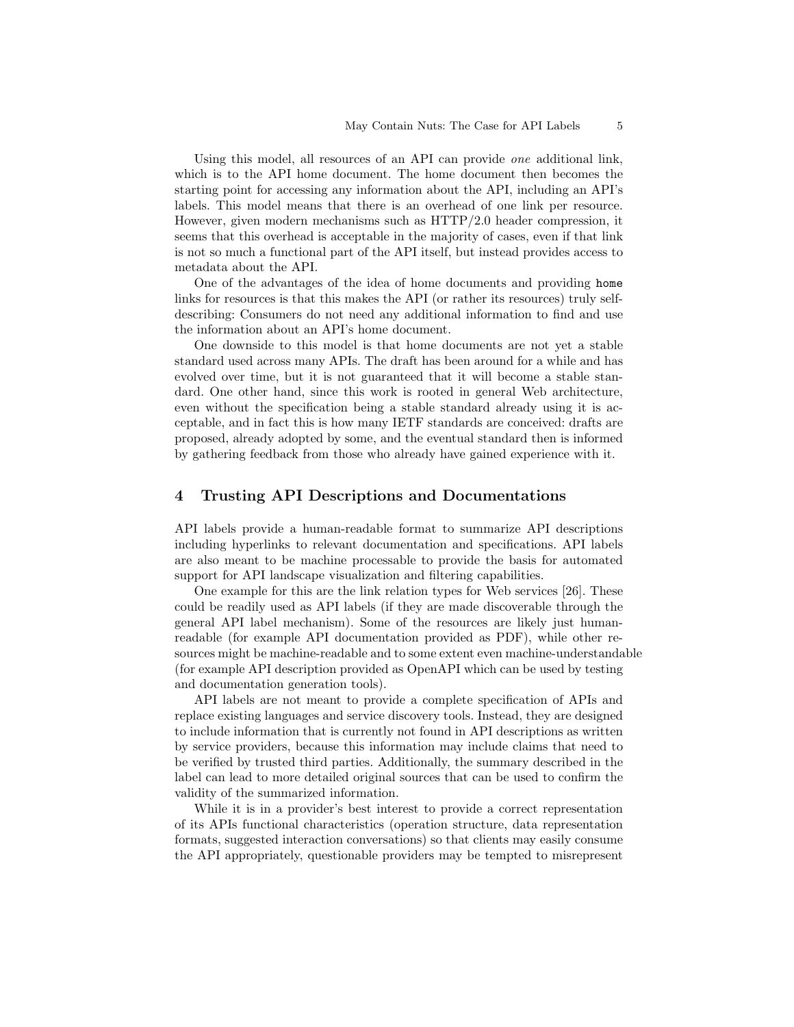Using this model, all resources of an API can provide *one* additional link, which is to the API home document. The home document then becomes the starting point for accessing any information about the API, including an API's labels. This model means that there is an overhead of one link per resource. However, given modern mechanisms such as HTTP/2.0 header compression, it seems that this overhead is acceptable in the majority of cases, even if that link is not so much a functional part of the API itself, but instead provides access to metadata about the API.

One of the advantages of the idea of home documents and providing `home` links for resources is that this makes the API (or rather its resources) truly self-describing: Consumers do not need any additional information to find and use the information about an API's home document.

One downside to this model is that home documents are not yet a stable standard used across many APIs. The draft has been around for a while and has evolved over time, but it is not guaranteed that it will become a stable standard. One other hand, since this work is rooted in general Web architecture, even without the specification being a stable standard already using it is acceptable, and in fact this is how many IETF standards are conceived: drafts are proposed, already adopted by some, and the eventual standard then is informed by gathering feedback from those who already have gained experience with it.

## 4 Trusting API Descriptions and Documentations

API labels provide a human-readable format to summarize API descriptions including hyperlinks to relevant documentation and specifications. API labels are also meant to be machine processable to provide the basis for automated support for API landscape visualization and filtering capabilities.

One example for this are the link relation types for Web services [26]. These could be readily used as API labels (if they are made discoverable through the general API label mechanism). Some of the resources are likely just human-readable (for example API documentation provided as PDF), while other resources might be machine-readable and to some extent even machine-understandable (for example API description provided as OpenAPI which can be used by testing and documentation generation tools).

API labels are not meant to provide a complete specification of APIs and replace existing languages and service discovery tools. Instead, they are designed to include information that is currently not found in API descriptions as written by service providers, because this information may include claims that need to be verified by trusted third parties. Additionally, the summary described in the label can lead to more detailed original sources that can be used to confirm the validity of the summarized information.

While it is in a provider's best interest to provide a correct representation of its APIs functional characteristics (operation structure, data representation formats, suggested interaction conversations) so that clients may easily consume the API appropriately, questionable providers may be tempted to misrepresent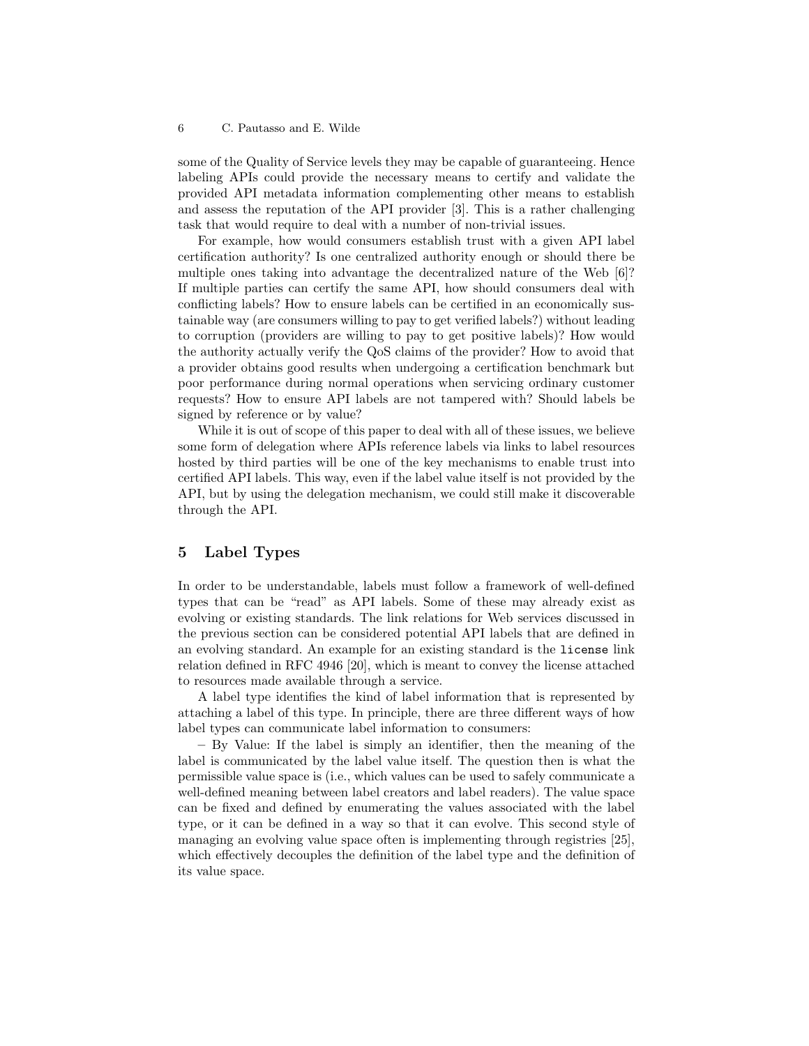some of the Quality of Service levels they may be capable of guaranteeing. Hence labeling APIs could provide the necessary means to certify and validate the provided API metadata information complementing other means to establish and assess the reputation of the API provider [3]. This is a rather challenging task that would require to deal with a number of non-trivial issues.

For example, how would consumers establish trust with a given API label certification authority? Is one centralized authority enough or should there be multiple ones taking into advantage the decentralized nature of the Web [6]? If multiple parties can certify the same API, how should consumers deal with conflicting labels? How to ensure labels can be certified in an economically sustainable way (are consumers willing to pay to get verified labels?) without leading to corruption (providers are willing to pay to get positive labels)? How would the authority actually verify the QoS claims of the provider? How to avoid that a provider obtains good results when undergoing a certification benchmark but poor performance during normal operations when servicing ordinary customer requests? How to ensure API labels are not tampered with? Should labels be signed by reference or by value?

While it is out of scope of this paper to deal with all of these issues, we believe some form of delegation where APIs reference labels via links to label resources hosted by third parties will be one of the key mechanisms to enable trust into certified API labels. This way, even if the label value itself is not provided by the API, but by using the delegation mechanism, we could still make it discoverable through the API.

## 5 Label Types

In order to be understandable, labels must follow a framework of well-defined types that can be "read" as API labels. Some of these may already exist as evolving or existing standards. The link relations for Web services discussed in the previous section can be considered potential API labels that are defined in an evolving standard. An example for an existing standard is the `license` link relation defined in RFC 4946 [20], which is meant to convey the license attached to resources made available through a service.

A label type identifies the kind of label information that is represented by attaching a label of this type. In principle, there are three different ways of how label types can communicate label information to consumers:

– By Value: If the label is simply an identifier, then the meaning of the label is communicated by the label value itself. The question then is what the permissible value space is (i.e., which values can be used to safely communicate a well-defined meaning between label creators and label readers). The value space can be fixed and defined by enumerating the values associated with the label type, or it can be defined in a way so that it can evolve. This second style of managing an evolving value space often is implementing through registries [25], which effectively decouples the definition of the label type and the definition of its value space.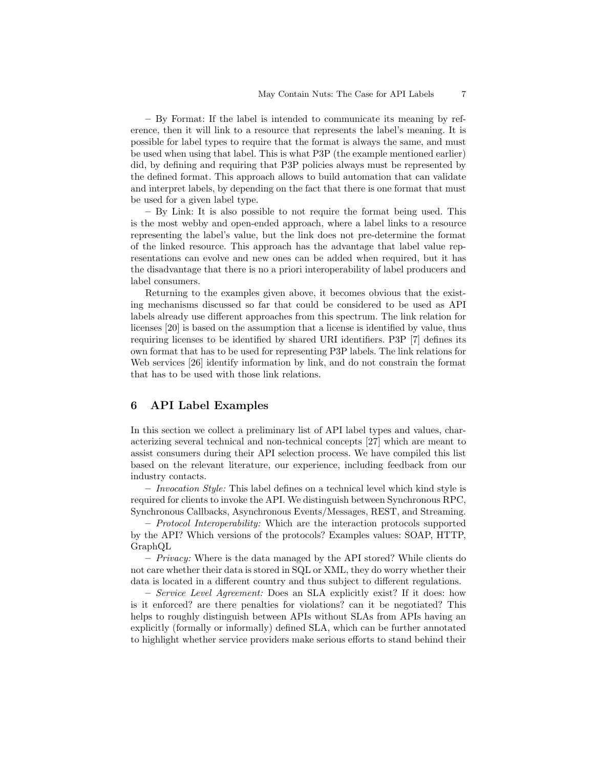– By Format: If the label is intended to communicate its meaning by reference, then it will link to a resource that represents the label's meaning. It is possible for label types to require that the format is always the same, and must be used when using that label. This is what P3P (the example mentioned earlier) did, by defining and requiring that P3P policies always must be represented by the defined format. This approach allows to build automation that can validate and interpret labels, by depending on the fact that there is one format that must be used for a given label type.

– By Link: It is also possible to not require the format being used. This is the most webby and open-ended approach, where a label links to a resource representing the label's value, but the link does not pre-determine the format of the linked resource. This approach has the advantage that label value representations can evolve and new ones can be added when required, but it has the disadvantage that there is no a priori interoperability of label producers and label consumers.

Returning to the examples given above, it becomes obvious that the existing mechanisms discussed so far that could be considered to be used as API labels already use different approaches from this spectrum. The link relation for licenses [20] is based on the assumption that a license is identified by value, thus requiring licenses to be identified by shared URI identifiers. P3P [7] defines its own format that has to be used for representing P3P labels. The link relations for Web services [26] identify information by link, and do not constrain the format that has to be used with those link relations.

## 6 API Label Examples

In this section we collect a preliminary list of API label types and values, characterizing several technical and non-technical concepts [27] which are meant to assist consumers during their API selection process. We have compiled this list based on the relevant literature, our experience, including feedback from our industry contacts.

– *Invocation Style:* This label defines on a technical level which kind style is required for clients to invoke the API. We distinguish between Synchronous RPC, Synchronous Callbacks, Asynchronous Events/Messages, REST, and Streaming.

– *Protocol Interoperability:* Which are the interaction protocols supported by the API? Which versions of the protocols? Examples values: SOAP, HTTP, GraphQL

– *Privacy:* Where is the data managed by the API stored? While clients do not care whether their data is stored in SQL or XML, they do worry whether their data is located in a different country and thus subject to different regulations.

– *Service Level Agreement:* Does an SLA explicitly exist? If it does: how is it enforced? are there penalties for violations? can it be negotiated? This helps to roughly distinguish between APIs without SLAs from APIs having an explicitly (formally or informally) defined SLA, which can be further annotated to highlight whether service providers make serious efforts to stand behind their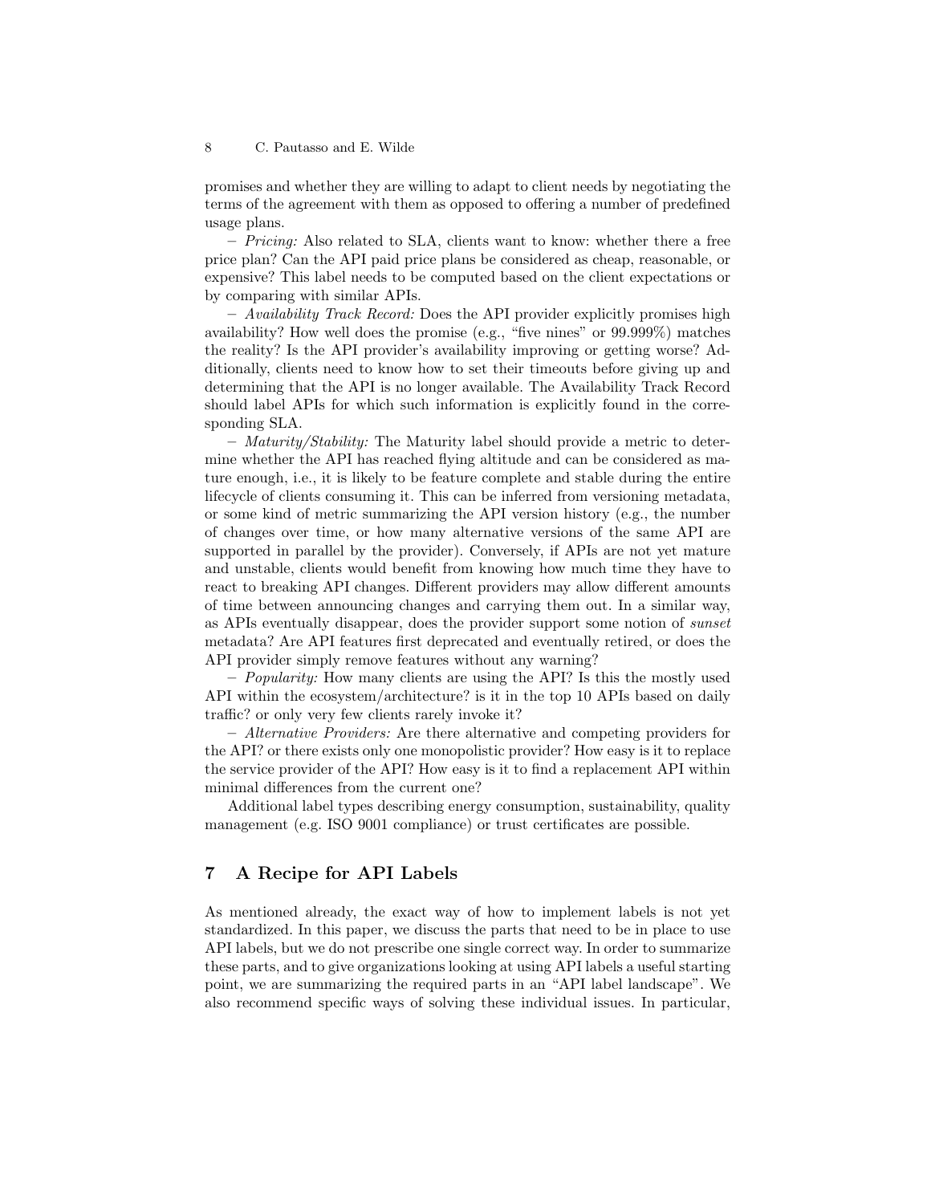promises and whether they are willing to adapt to client needs by negotiating the terms of the agreement with them as opposed to offering a number of predefined usage plans.

– *Pricing:* Also related to SLA, clients want to know: whether there a free price plan? Can the API paid price plans be considered as cheap, reasonable, or expensive? This label needs to be computed based on the client expectations or by comparing with similar APIs.

– *Availability Track Record:* Does the API provider explicitly promises high availability? How well does the promise (e.g., "five nines" or 99.999%) matches the reality? Is the API provider's availability improving or getting worse? Additionally, clients need to know how to set their timeouts before giving up and determining that the API is no longer available. The Availability Track Record should label APIs for which such information is explicitly found in the corresponding SLA.

– *Maturity/Stability:* The Maturity label should provide a metric to determine whether the API has reached flying altitude and can be considered as mature enough, i.e., it is likely to be feature complete and stable during the entire lifecycle of clients consuming it. This can be inferred from versioning metadata, or some kind of metric summarizing the API version history (e.g., the number of changes over time, or how many alternative versions of the same API are supported in parallel by the provider). Conversely, if APIs are not yet mature and unstable, clients would benefit from knowing how much time they have to react to breaking API changes. Different providers may allow different amounts of time between announcing changes and carrying them out. In a similar way, as APIs eventually disappear, does the provider support some notion of *sunset* metadata? Are API features first deprecated and eventually retired, or does the API provider simply remove features without any warning?

– *Popularity:* How many clients are using the API? Is this the mostly used API within the ecosystem/architecture? is it in the top 10 APIs based on daily traffic? or only very few clients rarely invoke it?

– *Alternative Providers:* Are there alternative and competing providers for the API? or there exists only one monopolistic provider? How easy is it to replace the service provider of the API? How easy is it to find a replacement API within minimal differences from the current one?

Additional label types describing energy consumption, sustainability, quality management (e.g. ISO 9001 compliance) or trust certificates are possible.

## 7 A Recipe for API Labels

As mentioned already, the exact way of how to implement labels is not yet standardized. In this paper, we discuss the parts that need to be in place to use API labels, but we do not prescribe one single correct way. In order to summarize these parts, and to give organizations looking at using API labels a useful starting point, we are summarizing the required parts in an "API label landscape". We also recommend specific ways of solving these individual issues. In particular,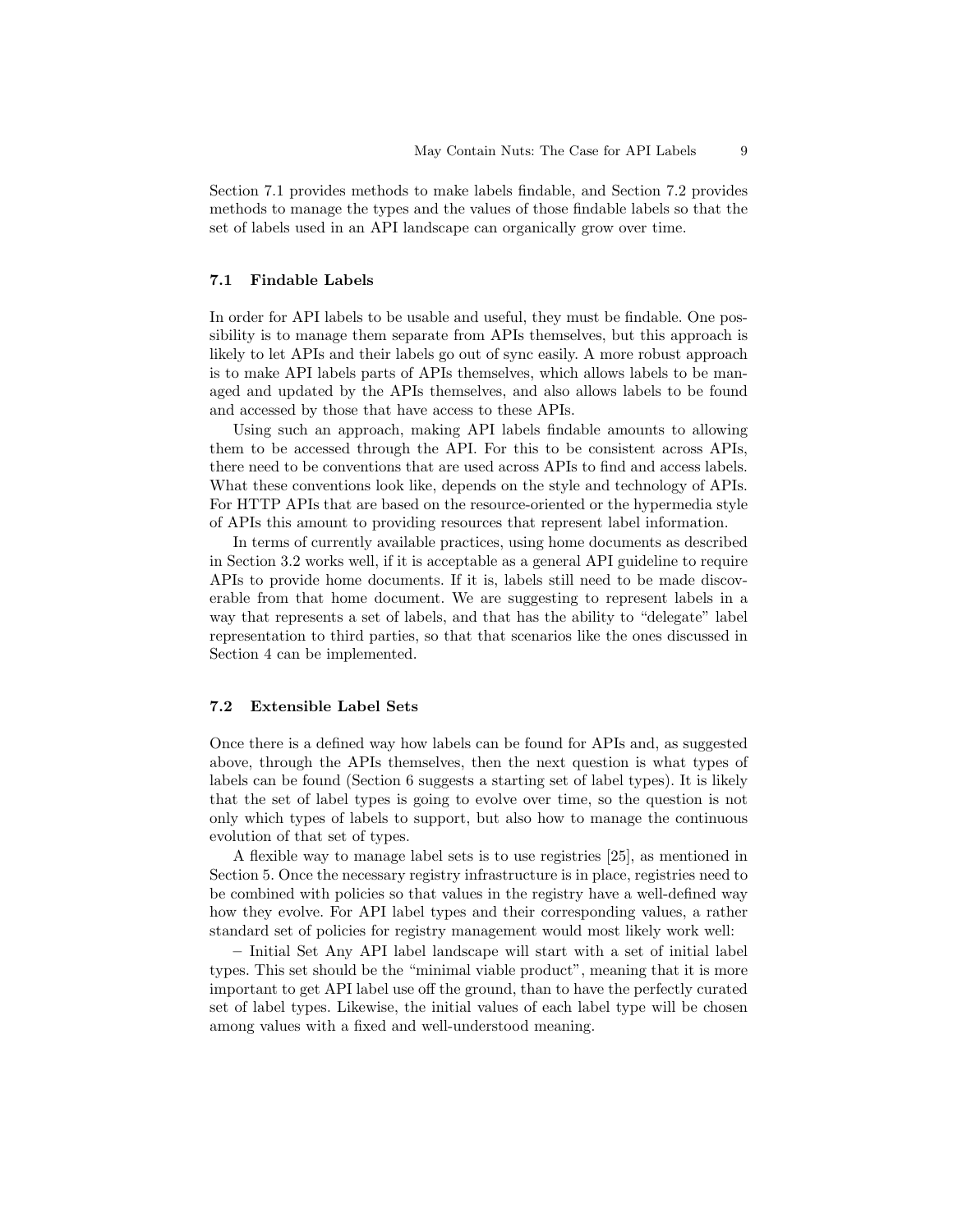Section 7.1 provides methods to make labels findable, and Section 7.2 provides methods to manage the types and the values of those findable labels so that the set of labels used in an API landscape can organically grow over time.

### 7.1 Findable Labels

In order for API labels to be usable and useful, they must be findable. One possibility is to manage them separate from APIs themselves, but this approach is likely to let APIs and their labels go out of sync easily. A more robust approach is to make API labels parts of APIs themselves, which allows labels to be managed and updated by the APIs themselves, and also allows labels to be found and accessed by those that have access to these APIs.

Using such an approach, making API labels findable amounts to allowing them to be accessed through the API. For this to be consistent across APIs, there need to be conventions that are used across APIs to find and access labels. What these conventions look like, depends on the style and technology of APIs. For HTTP APIs that are based on the resource-oriented or the hypermedia style of APIs this amount to providing resources that represent label information.

In terms of currently available practices, using home documents as described in Section 3.2 works well, if it is acceptable as a general API guideline to require APIs to provide home documents. If it is, labels still need to be made discoverable from that home document. We are suggesting to represent labels in a way that represents a set of labels, and that has the ability to "delegate" label representation to third parties, so that that scenarios like the ones discussed in Section 4 can be implemented.

### 7.2 Extensible Label Sets

Once there is a defined way how labels can be found for APIs and, as suggested above, through the APIs themselves, then the next question is what types of labels can be found (Section 6 suggests a starting set of label types). It is likely that the set of label types is going to evolve over time, so the question is not only which types of labels to support, but also how to manage the continuous evolution of that set of types.

A flexible way to manage label sets is to use registries [25], as mentioned in Section 5. Once the necessary registry infrastructure is in place, registries need to be combined with policies so that values in the registry have a well-defined way how they evolve. For API label types and their corresponding values, a rather standard set of policies for registry management would most likely work well:

– Initial Set Any API label landscape will start with a set of initial label types. This set should be the "minimal viable product", meaning that it is more important to get API label use off the ground, than to have the perfectly curated set of label types. Likewise, the initial values of each label type will be chosen among values with a fixed and well-understood meaning.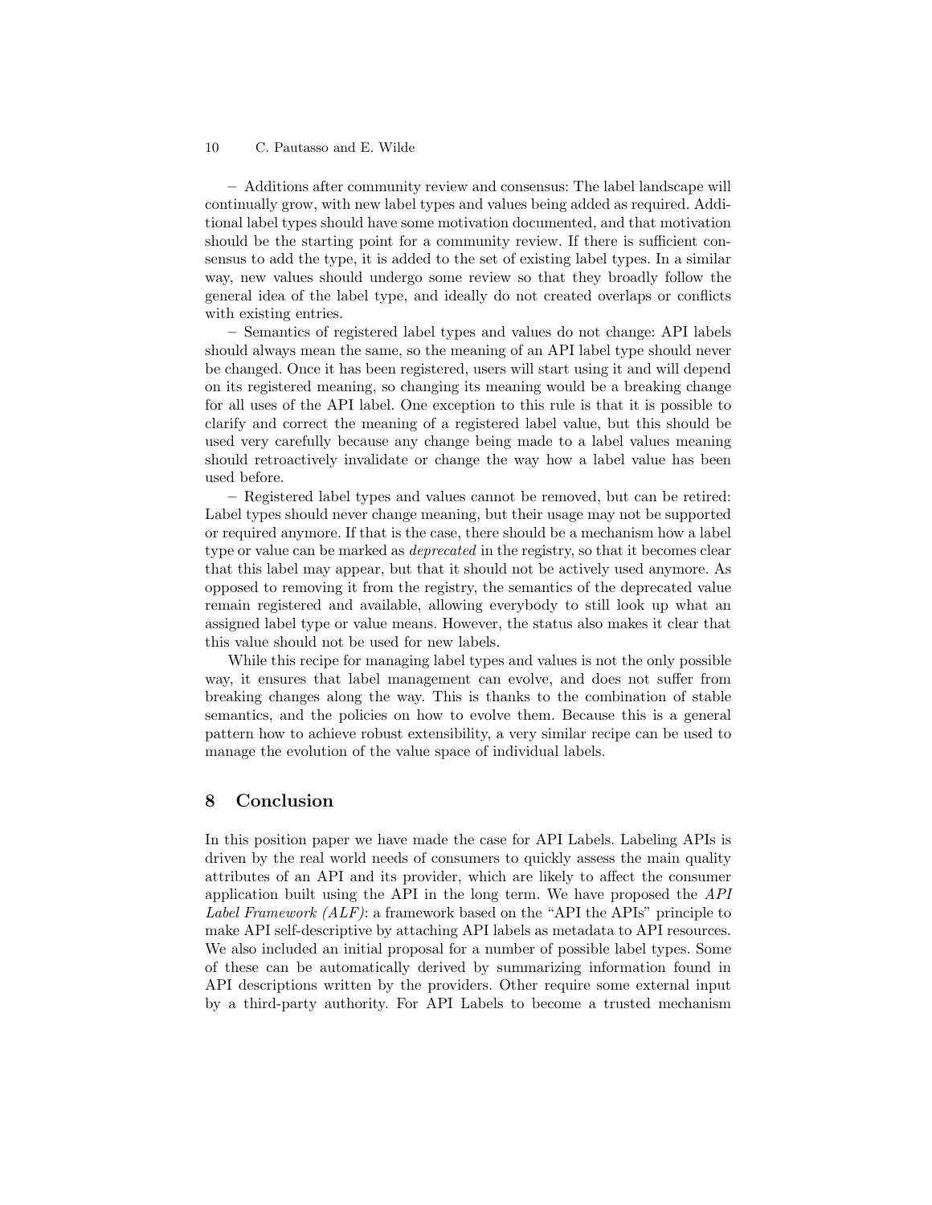– Additions after community review and consensus: The label landscape will continually grow, with new label types and values being added as required. Additional label types should have some motivation documented, and that motivation should be the starting point for a community review. If there is sufficient consensus to add the type, it is added to the set of existing label types. In a similar way, new values should undergo some review so that they broadly follow the general idea of the label type, and ideally do not created overlaps or conflicts with existing entries.

– Semantics of registered label types and values do not change: API labels should always mean the same, so the meaning of an API label type should never be changed. Once it has been registered, users will start using it and will depend on its registered meaning, so changing its meaning would be a breaking change for all uses of the API label. One exception to this rule is that it is possible to clarify and correct the meaning of a registered label value, but this should be used very carefully because any change being made to a label values meaning should retroactively invalidate or change the way how a label value has been used before.

– Registered label types and values cannot be removed, but can be retired: Label types should never change meaning, but their usage may not be supported or required anymore. If that is the case, there should be a mechanism how a label type or value can be marked as *deprecated* in the registry, so that it becomes clear that this label may appear, but that it should not be actively used anymore. As opposed to removing it from the registry, the semantics of the deprecated value remain registered and available, allowing everybody to still look up what an assigned label type or value means. However, the status also makes it clear that this value should not be used for new labels.

While this recipe for managing label types and values is not the only possible way, it ensures that label management can evolve, and does not suffer from breaking changes along the way. This is thanks to the combination of stable semantics, and the policies on how to evolve them. Because this is a general pattern how to achieve robust extensibility, a very similar recipe can be used to manage the evolution of the value space of individual labels.

## 8 Conclusion

In this position paper we have made the case for API Labels. Labeling APIs is driven by the real world needs of consumers to quickly assess the main quality attributes of an API and its provider, which are likely to affect the consumer application built using the API in the long term. We have proposed the *API Label Framework (ALF)*: a framework based on the "API the APIs" principle to make API self-descriptive by attaching API labels as metadata to API resources. We also included an initial proposal for a number of possible label types. Some of these can be automatically derived by summarizing information found in API descriptions written by the providers. Other require some external input by a third-party authority. For API Labels to become a trusted mechanism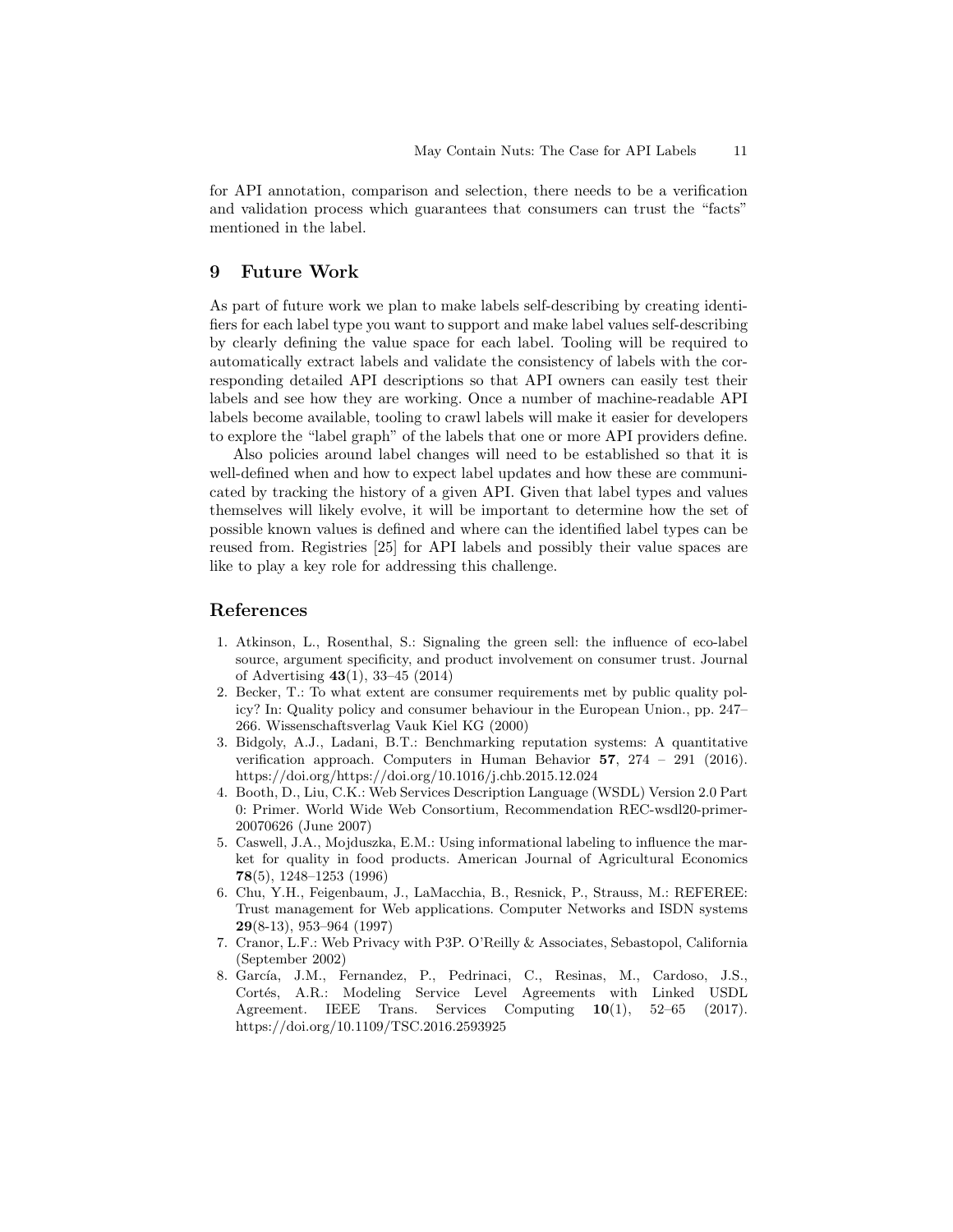for API annotation, comparison and selection, there needs to be a verification and validation process which guarantees that consumers can trust the "facts" mentioned in the label.

## 9 Future Work

As part of future work we plan to make labels self-describing by creating identifiers for each label type you want to support and make label values self-describing by clearly defining the value space for each label. Tooling will be required to automatically extract labels and validate the consistency of labels with the corresponding detailed API descriptions so that API owners can easily test their labels and see how they are working. Once a number of machine-readable API labels become available, tooling to crawl labels will make it easier for developers to explore the "label graph" of the labels that one or more API providers define.

Also policies around label changes will need to be established so that it is well-defined when and how to expect label updates and how these are communicated by tracking the history of a given API. Given that label types and values themselves will likely evolve, it will be important to determine how the set of possible known values is defined and where can the identified label types can be reused from. Registries [25] for API labels and possibly their value spaces are like to play a key role for addressing this challenge.

## References

1. Atkinson, L., Rosenthal, S.: Signaling the green sell: the influence of eco-label source, argument specificity, and product involvement on consumer trust. Journal of Advertising **43**(1), 33–45 (2014)
2. Becker, T.: To what extent are consumer requirements met by public quality policy? In: Quality policy and consumer behaviour in the European Union., pp. 247–266. Wissenschaftsverlag Vauk Kiel KG (2000)
3. Bidgoly, A.J., Ladani, B.T.: Benchmarking reputation systems: A quantitative verification approach. Computers in Human Behavior **57**, 274 – 291 (2016). https://doi.org/https://doi.org/10.1016/j.chb.2015.12.024
4. Booth, D., Liu, C.K.: Web Services Description Language (WSDL) Version 2.0 Part 0: Primer. World Wide Web Consortium, Recommendation REC-wsdl20-primer-20070626 (June 2007)
5. Caswell, J.A., Mojduszka, E.M.: Using informational labeling to influence the market for quality in food products. American Journal of Agricultural Economics **78**(5), 1248–1253 (1996)
6. Chu, Y.H., Feigenbaum, J., LaMacchia, B., Resnick, P., Strauss, M.: REFEREE: Trust management for Web applications. Computer Networks and ISDN systems **29**(8-13), 953–964 (1997)
7. Cranor, L.F.: Web Privacy with P3P. O'Reilly & Associates, Sebastopol, California (September 2002)
8. García, J.M., Fernandez, P., Pedrinaci, C., Resinas, M., Cardoso, J.S., Cortés, A.R.: Modeling Service Level Agreements with Linked USDL Agreement. IEEE Trans. Services Computing **10**(1), 52–65 (2017). https://doi.org/10.1109/TSC.2016.2593925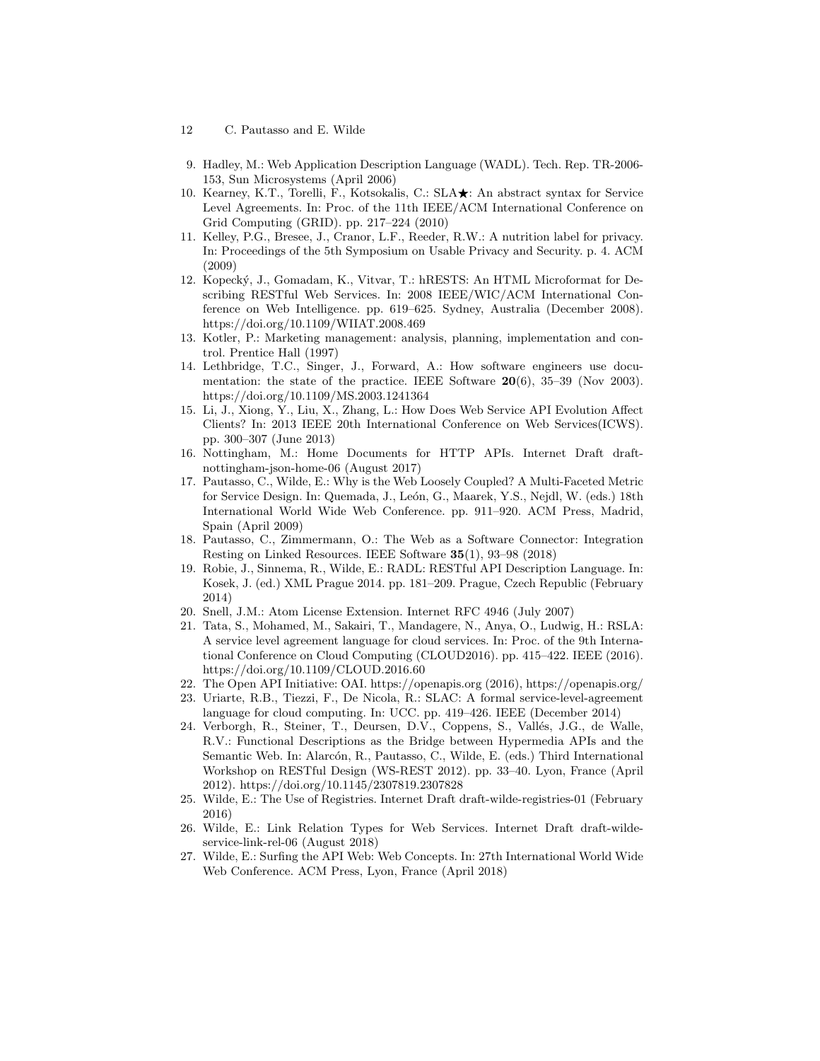9. Hadley, M.: Web Application Description Language (WADL). Tech. Rep. TR-2006-153, Sun Microsystems (April 2006)
10. Kearney, K.T., Torelli, F., Kotsokalis, C.: SLA★: An abstract syntax for Service Level Agreements. In: Proc. of the 11th IEEE/ACM International Conference on Grid Computing (GRID). pp. 217–224 (2010)
11. Kelley, P.G., Bresee, J., Cranor, L.F., Reeder, R.W.: A nutrition label for privacy. In: Proceedings of the 5th Symposium on Usable Privacy and Security. p. 4. ACM (2009)
12. Kopecký, J., Gomadam, K., Vitvar, T.: hRESTS: An HTML Microformat for Describing RESTful Web Services. In: 2008 IEEE/WIC/ACM International Conference on Web Intelligence. pp. 619–625. Sydney, Australia (December 2008). https://doi.org/10.1109/WIIAT.2008.469
13. Kotler, P.: Marketing management: analysis, planning, implementation and control. Prentice Hall (1997)
14. Lethbridge, T.C., Singer, J., Forward, A.: How software engineers use documentation: the state of the practice. IEEE Software **20**(6), 35–39 (Nov 2003). https://doi.org/10.1109/MS.2003.1241364
15. Li, J., Xiong, Y., Liu, X., Zhang, L.: How Does Web Service API Evolution Affect Clients? In: 2013 IEEE 20th International Conference on Web Services(ICWS). pp. 300–307 (June 2013)
16. Nottingham, M.: Home Documents for HTTP APIs. Internet Draft draft-nottingham-json-home-06 (August 2017)
17. Pautasso, C., Wilde, E.: Why is the Web Loosely Coupled? A Multi-Faceted Metric for Service Design. In: Quemada, J., León, G., Maarek, Y.S., Nejdl, W. (eds.) 18th International World Wide Web Conference. pp. 911–920. ACM Press, Madrid, Spain (April 2009)
18. Pautasso, C., Zimmermann, O.: The Web as a Software Connector: Integration Resting on Linked Resources. IEEE Software **35**(1), 93–98 (2018)
19. Robie, J., Sinnema, R., Wilde, E.: RADL: RESTful API Description Language. In: Kosek, J. (ed.) XML Prague 2014. pp. 181–209. Prague, Czech Republic (February 2014)
20. Snell, J.M.: Atom License Extension. Internet RFC 4946 (July 2007)
21. Tata, S., Mohamed, M., Sakairi, T., Mandagere, N., Anya, O., Ludwig, H.: RSLA: A service level agreement language for cloud services. In: Proc. of the 9th International Conference on Cloud Computing (CLOUD2016). pp. 415–422. IEEE (2016). https://doi.org/10.1109/CLOUD.2016.60
22. The Open API Initiative: OAI. https://openapis.org (2016), https://openapis.org/
23. Uriarte, R.B., Tiezzi, F., De Nicola, R.: SLAC: A formal service-level-agreement language for cloud computing. In: UCC. pp. 419–426. IEEE (December 2014)
24. Verborgh, R., Steiner, T., Deursen, D.V., Coppens, S., Vallés, J.G., de Walle, R.V.: Functional Descriptions as the Bridge between Hypermedia APIs and the Semantic Web. In: Alarcón, R., Pautasso, C., Wilde, E. (eds.) Third International Workshop on RESTful Design (WS-REST 2012). pp. 33–40. Lyon, France (April 2012). https://doi.org/10.1145/2307819.2307828
25. Wilde, E.: The Use of Registries. Internet Draft draft-wilde-registries-01 (February 2016)
26. Wilde, E.: Link Relation Types for Web Services. Internet Draft draft-wilde-service-link-rel-06 (August 2018)
27. Wilde, E.: Surfing the API Web: Web Concepts. In: 27th International World Wide Web Conference. ACM Press, Lyon, France (April 2018)